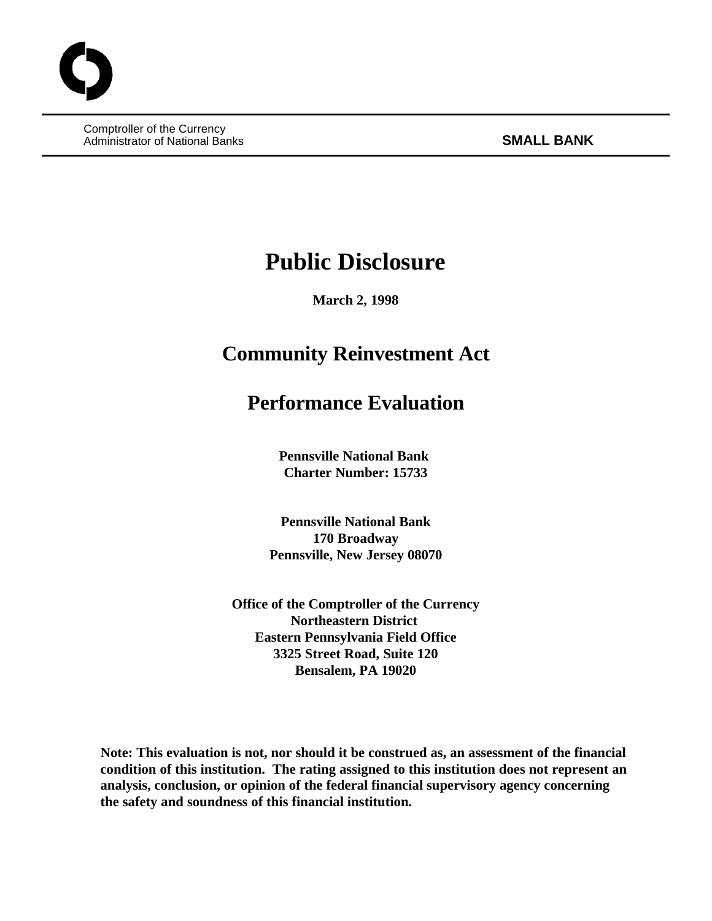Comptroller of the Currency
Administrator of National Banks

**SMALL BANK**

# Public Disclosure

**March 2, 1998**

# Community Reinvestment Act

# Performance Evaluation

**Pennsville National Bank**
**Charter Number: 15733**

**Pennsville National Bank**
**170 Broadway**
**Pennsville, New Jersey 08070**

**Office of the Comptroller of the Currency**
**Northeastern District**
**Eastern Pennsylvania Field Office**
**3325 Street Road, Suite 120**
**Bensalem, PA 19020**

**Note: This evaluation is not, nor should it be construed as, an assessment of the financial condition of this institution. The rating assigned to this institution does not represent an analysis, conclusion, or opinion of the federal financial supervisory agency concerning the safety and soundness of this financial institution.**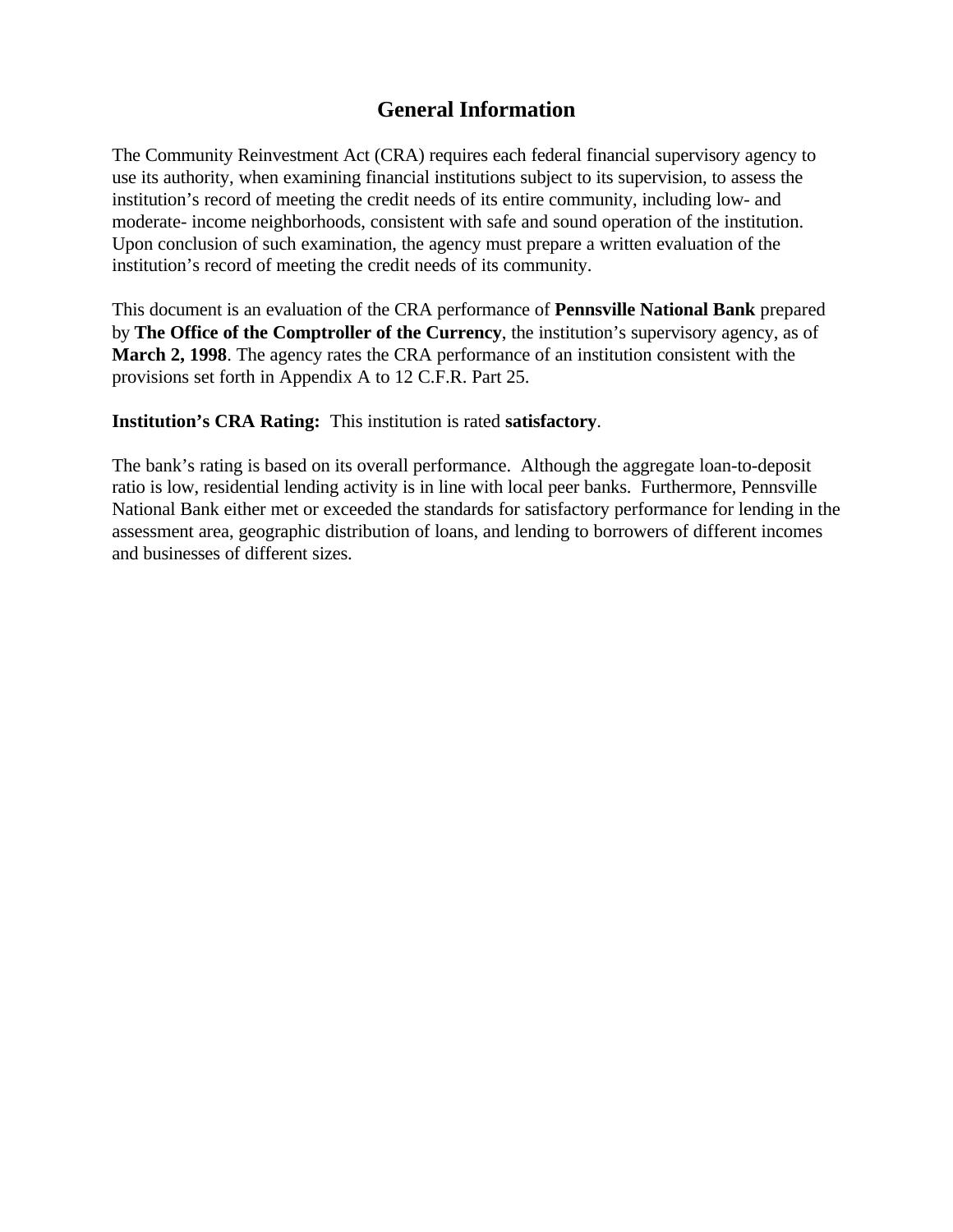# General Information

The Community Reinvestment Act (CRA) requires each federal financial supervisory agency to use its authority, when examining financial institutions subject to its supervision, to assess the institution's record of meeting the credit needs of its entire community, including low- and moderate- income neighborhoods, consistent with safe and sound operation of the institution. Upon conclusion of such examination, the agency must prepare a written evaluation of the institution's record of meeting the credit needs of its community.

This document is an evaluation of the CRA performance of **Pennsville National Bank** prepared by **The Office of the Comptroller of the Currency**, the institution's supervisory agency, as of **March 2, 1998**. The agency rates the CRA performance of an institution consistent with the provisions set forth in Appendix A to 12 C.F.R. Part 25.

**Institution's CRA Rating:** This institution is rated **satisfactory**.

The bank's rating is based on its overall performance. Although the aggregate loan-to-deposit ratio is low, residential lending activity is in line with local peer banks. Furthermore, Pennsville National Bank either met or exceeded the standards for satisfactory performance for lending in the assessment area, geographic distribution of loans, and lending to borrowers of different incomes and businesses of different sizes.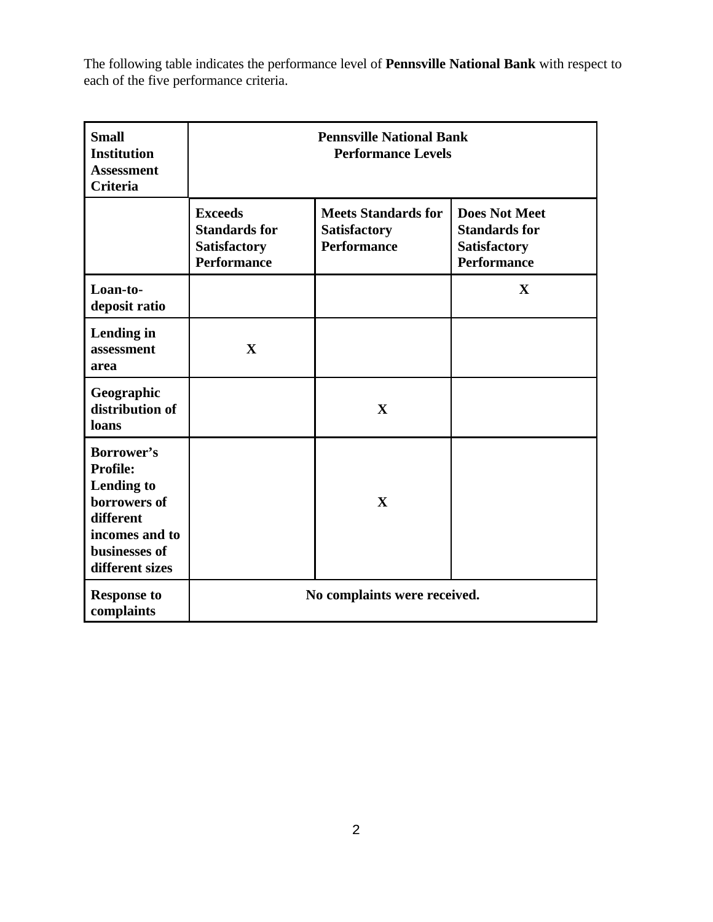The following table indicates the performance level of **Pennsville National Bank** with respect to each of the five performance criteria.

| **Small Institution Assessment Criteria** | **Pennsville National Bank Performance Levels** | | |
|---|---|---|---|
| | **Exceeds Standards for Satisfactory Performance** | **Meets Standards for Satisfactory Performance** | **Does Not Meet Standards for Satisfactory Performance** |
| **Loan-to-deposit ratio** | | | **X** |
| **Lending in assessment area** | **X** | | |
| **Geographic distribution of loans** | | **X** | |
| **Borrower's Profile: Lending to borrowers of different incomes and to businesses of different sizes** | | **X** | |
| **Response to complaints** | **No complaints were received.** | | |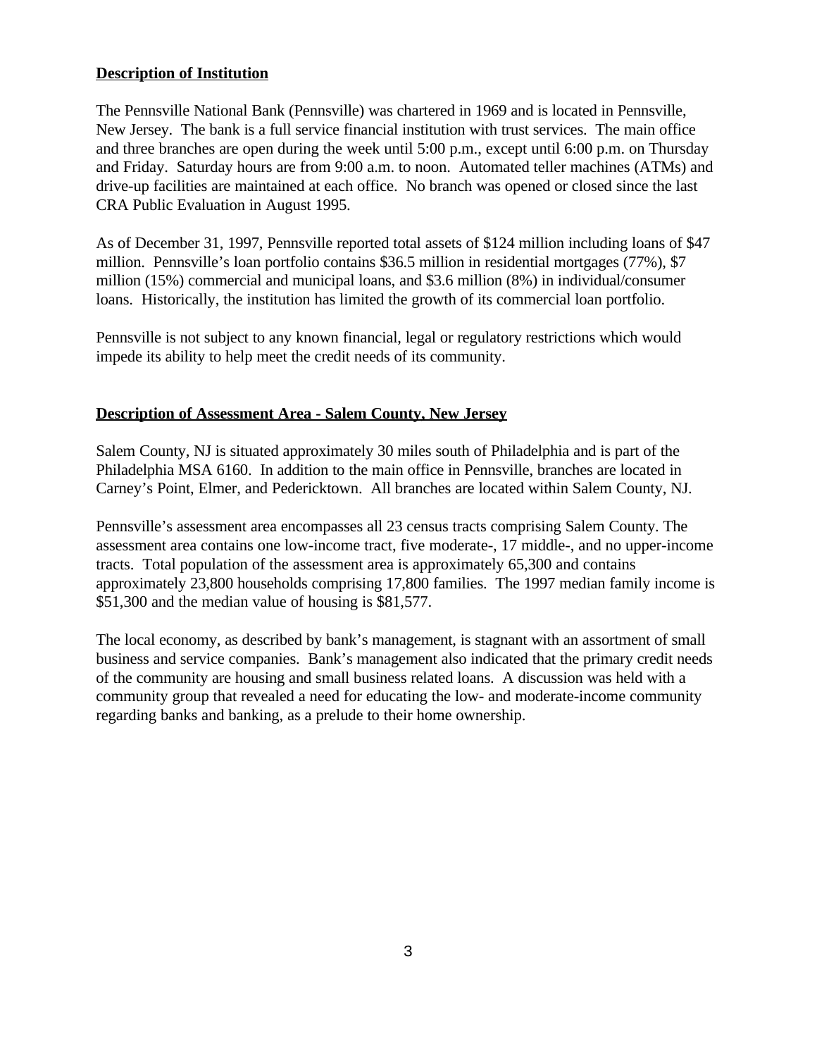## Description of Institution

The Pennsville National Bank (Pennsville) was chartered in 1969 and is located in Pennsville, New Jersey. The bank is a full service financial institution with trust services. The main office and three branches are open during the week until 5:00 p.m., except until 6:00 p.m. on Thursday and Friday. Saturday hours are from 9:00 a.m. to noon. Automated teller machines (ATMs) and drive-up facilities are maintained at each office. No branch was opened or closed since the last CRA Public Evaluation in August 1995.

As of December 31, 1997, Pennsville reported total assets of $124 million including loans of $47 million. Pennsville's loan portfolio contains $36.5 million in residential mortgages (77%), $7 million (15%) commercial and municipal loans, and $3.6 million (8%) in individual/consumer loans. Historically, the institution has limited the growth of its commercial loan portfolio.

Pennsville is not subject to any known financial, legal or regulatory restrictions which would impede its ability to help meet the credit needs of its community.

## Description of Assessment Area - Salem County, New Jersey

Salem County, NJ is situated approximately 30 miles south of Philadelphia and is part of the Philadelphia MSA 6160. In addition to the main office in Pennsville, branches are located in Carney's Point, Elmer, and Pedericktown. All branches are located within Salem County, NJ.

Pennsville's assessment area encompasses all 23 census tracts comprising Salem County. The assessment area contains one low-income tract, five moderate-, 17 middle-, and no upper-income tracts. Total population of the assessment area is approximately 65,300 and contains approximately 23,800 households comprising 17,800 families. The 1997 median family income is $51,300 and the median value of housing is $81,577.

The local economy, as described by bank's management, is stagnant with an assortment of small business and service companies. Bank's management also indicated that the primary credit needs of the community are housing and small business related loans. A discussion was held with a community group that revealed a need for educating the low- and moderate-income community regarding banks and banking, as a prelude to their home ownership.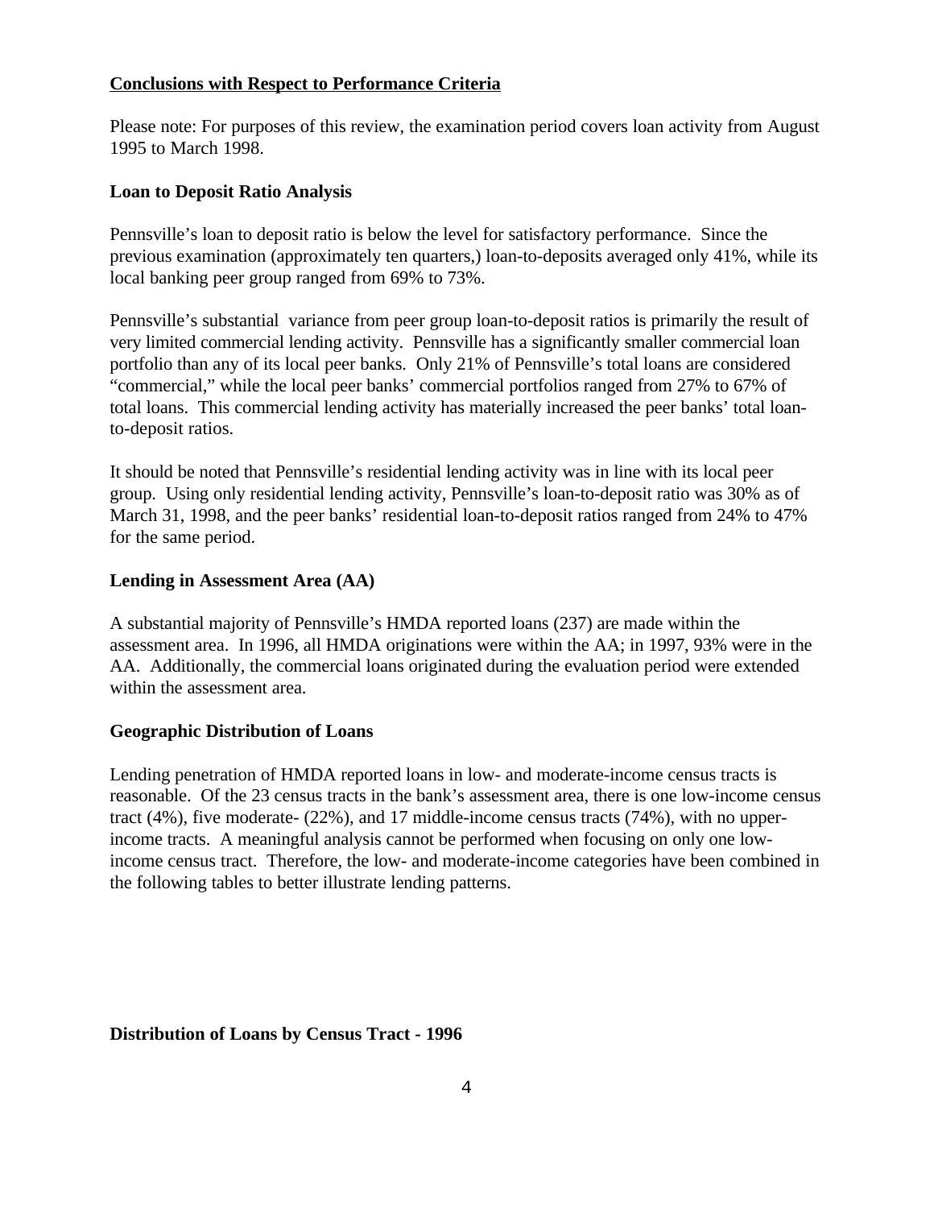**Conclusions with Respect to Performance Criteria**

Please note: For purposes of this review, the examination period covers loan activity from August 1995 to March 1998.

**Loan to Deposit Ratio Analysis**

Pennsville's loan to deposit ratio is below the level for satisfactory performance. Since the previous examination (approximately ten quarters,) loan-to-deposits averaged only 41%, while its local banking peer group ranged from 69% to 73%.

Pennsville's substantial variance from peer group loan-to-deposit ratios is primarily the result of very limited commercial lending activity. Pennsville has a significantly smaller commercial loan portfolio than any of its local peer banks. Only 21% of Pennsville's total loans are considered "commercial," while the local peer banks' commercial portfolios ranged from 27% to 67% of total loans. This commercial lending activity has materially increased the peer banks' total loan-to-deposit ratios.

It should be noted that Pennsville's residential lending activity was in line with its local peer group. Using only residential lending activity, Pennsville's loan-to-deposit ratio was 30% as of March 31, 1998, and the peer banks' residential loan-to-deposit ratios ranged from 24% to 47% for the same period.

**Lending in Assessment Area (AA)**

A substantial majority of Pennsville's HMDA reported loans (237) are made within the assessment area. In 1996, all HMDA originations were within the AA; in 1997, 93% were in the AA. Additionally, the commercial loans originated during the evaluation period were extended within the assessment area.

**Geographic Distribution of Loans**

Lending penetration of HMDA reported loans in low- and moderate-income census tracts is reasonable. Of the 23 census tracts in the bank's assessment area, there is one low-income census tract (4%), five moderate- (22%), and 17 middle-income census tracts (74%), with no upper-income tracts. A meaningful analysis cannot be performed when focusing on only one low-income census tract. Therefore, the low- and moderate-income categories have been combined in the following tables to better illustrate lending patterns.

**Distribution of Loans by Census Tract - 1996**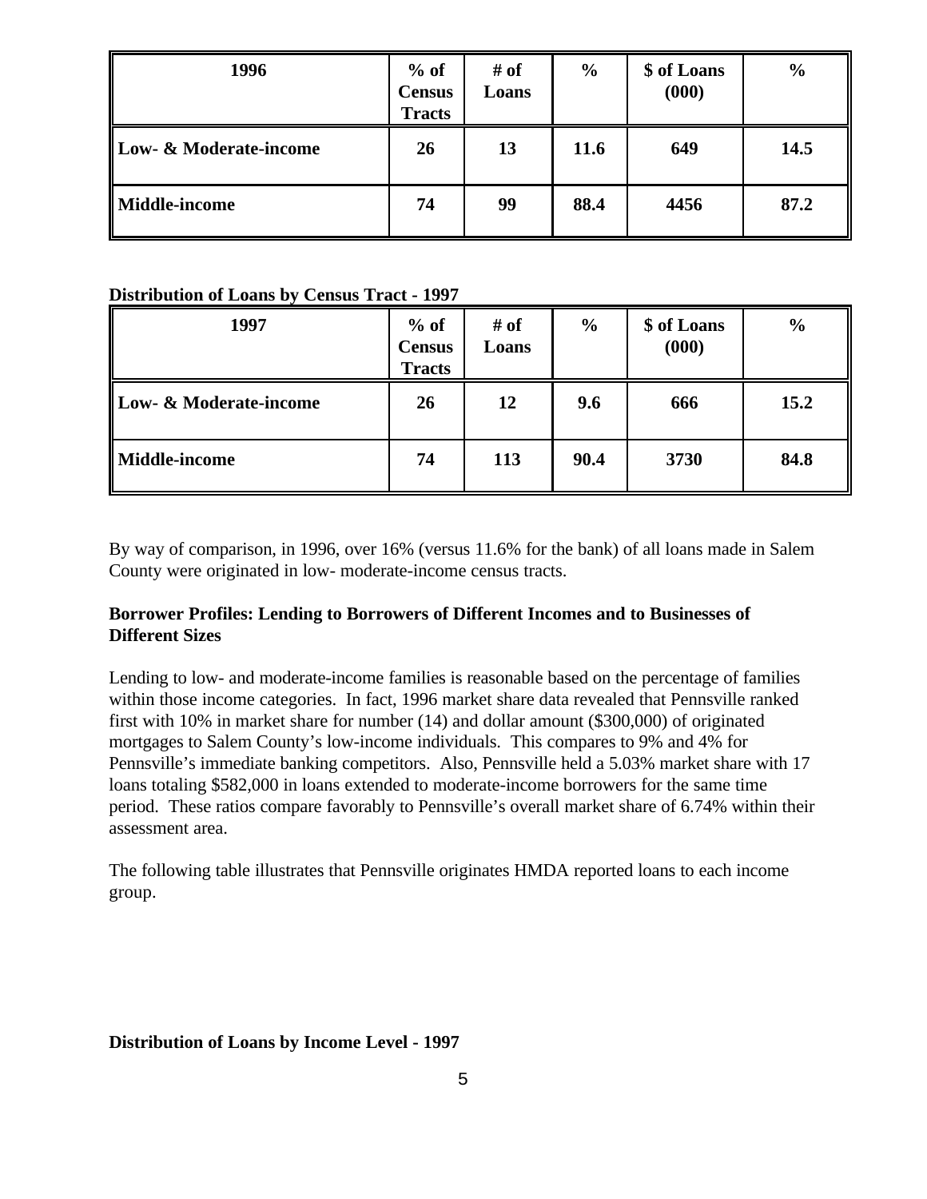| 1996 | % of Census Tracts | # of Loans | % | $ of Loans (000) | % |
|---|---|---|---|---|---|
| Low- & Moderate-income | 26 | 13 | 11.6 | 649 | 14.5 |
| Middle-income | 74 | 99 | 88.4 | 4456 | 87.2 |

**Distribution of Loans by Census Tract - 1997**

| 1997 | % of Census Tracts | # of Loans | % | $ of Loans (000) | % |
|---|---|---|---|---|---|
| Low- & Moderate-income | 26 | 12 | 9.6 | 666 | 15.2 |
| Middle-income | 74 | 113 | 90.4 | 3730 | 84.8 |

By way of comparison, in 1996, over 16% (versus 11.6% for the bank) of all loans made in Salem County were originated in low- moderate-income census tracts.

**Borrower Profiles: Lending to Borrowers of Different Incomes and to Businesses of Different Sizes**

Lending to low- and moderate-income families is reasonable based on the percentage of families within those income categories. In fact, 1996 market share data revealed that Pennsville ranked first with 10% in market share for number (14) and dollar amount ($300,000) of originated mortgages to Salem County's low-income individuals. This compares to 9% and 4% for Pennsville's immediate banking competitors. Also, Pennsville held a 5.03% market share with 17 loans totaling $582,000 in loans extended to moderate-income borrowers for the same time period. These ratios compare favorably to Pennsville's overall market share of 6.74% within their assessment area.

The following table illustrates that Pennsville originates HMDA reported loans to each income group.

**Distribution of Loans by Income Level - 1997**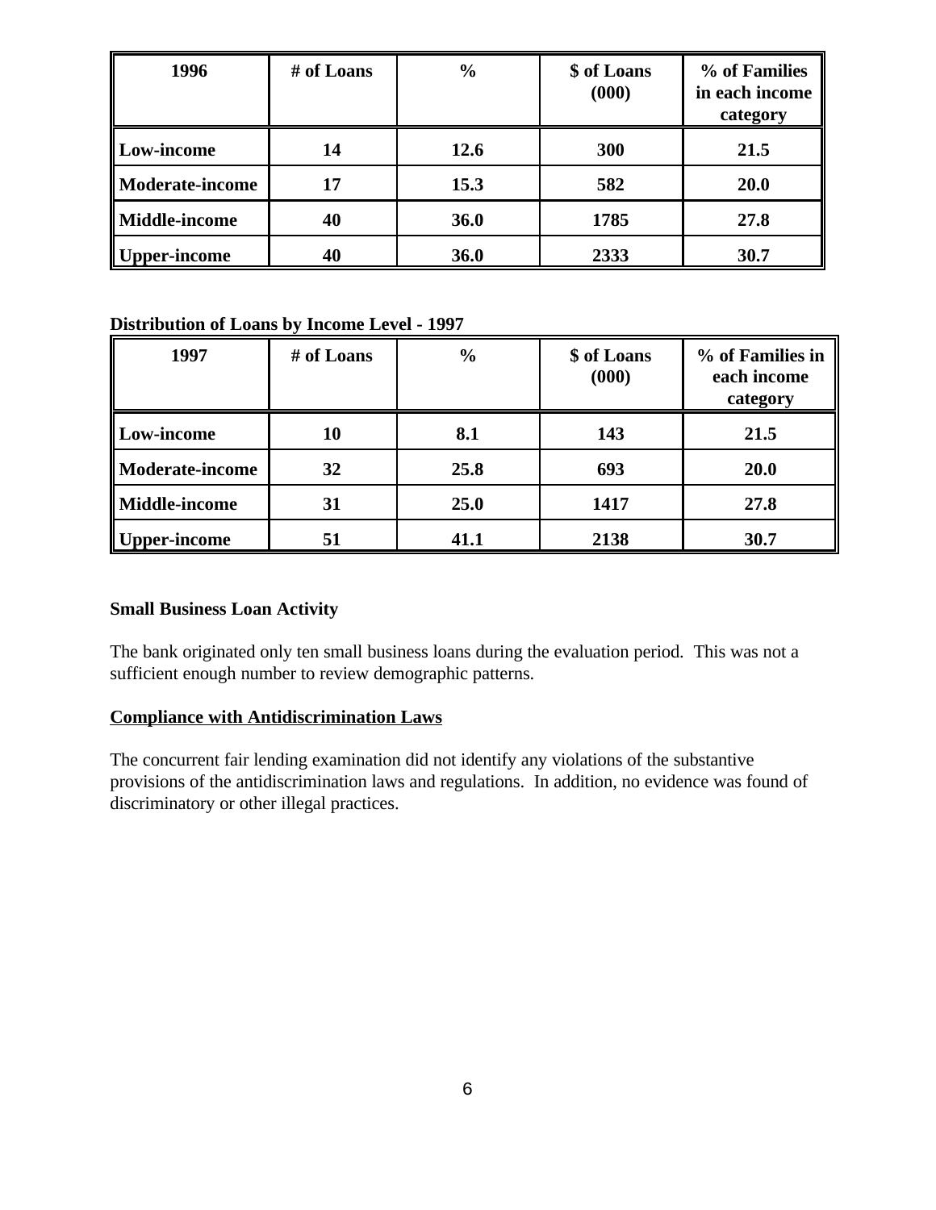| 1996 | # of Loans | % | $ of Loans (000) | % of Families in each income category |
|---|---|---|---|---|
| **Low-income** | **14** | **12.6** | **300** | **21.5** |
| **Moderate-income** | **17** | **15.3** | **582** | **20.0** |
| **Middle-income** | **40** | **36.0** | **1785** | **27.8** |
| **Upper-income** | **40** | **36.0** | **2333** | **30.7** |

**Distribution of Loans by Income Level - 1997**

| 1997 | # of Loans | % | $ of Loans (000) | % of Families in each income category |
|---|---|---|---|---|
| **Low-income** | **10** | **8.1** | **143** | **21.5** |
| **Moderate-income** | **32** | **25.8** | **693** | **20.0** |
| **Middle-income** | **31** | **25.0** | **1417** | **27.8** |
| **Upper-income** | **51** | **41.1** | **2138** | **30.7** |

**Small Business Loan Activity**

The bank originated only ten small business loans during the evaluation period. This was not a sufficient enough number to review demographic patterns.

**Compliance with Antidiscrimination Laws**

The concurrent fair lending examination did not identify any violations of the substantive provisions of the antidiscrimination laws and regulations. In addition, no evidence was found of discriminatory or other illegal practices.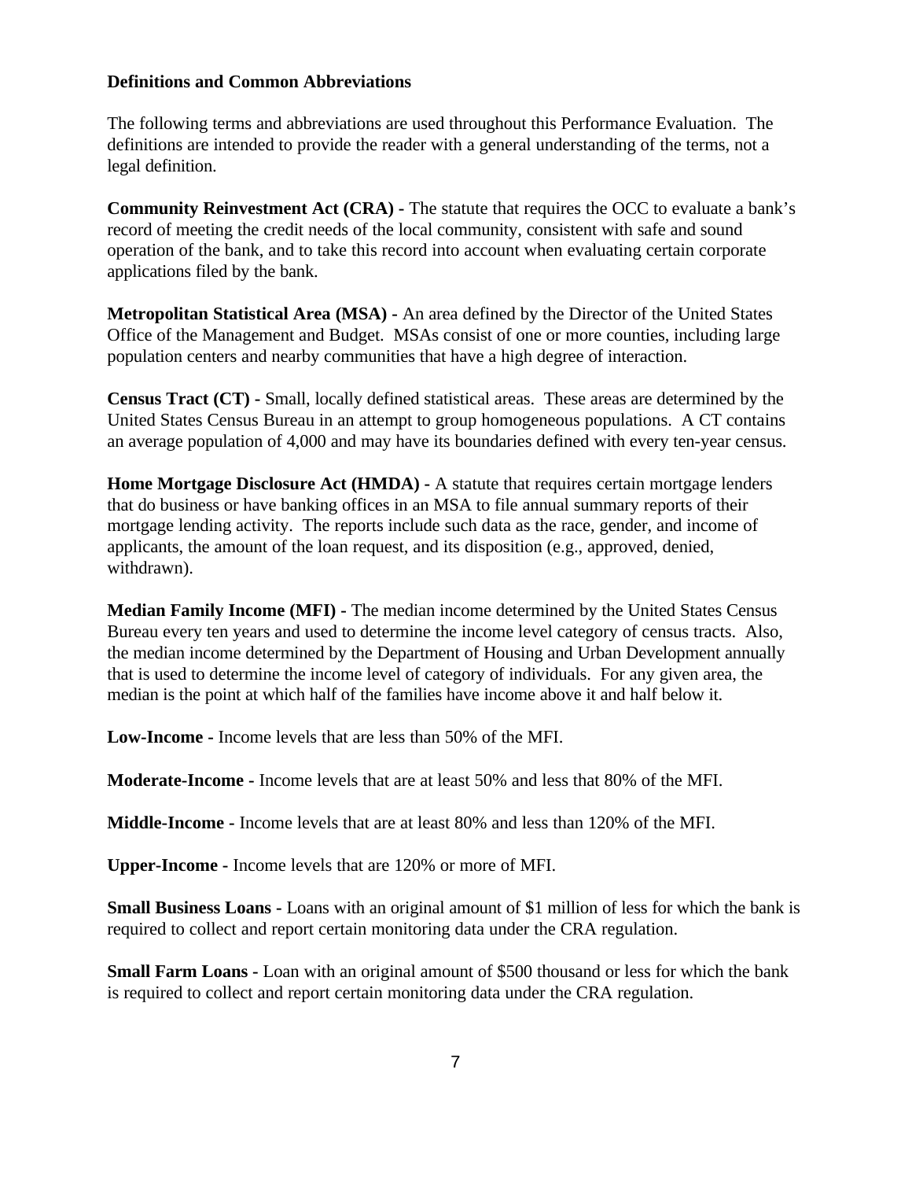**Definitions and Common Abbreviations**

The following terms and abbreviations are used throughout this Performance Evaluation. The definitions are intended to provide the reader with a general understanding of the terms, not a legal definition.

**Community Reinvestment Act (CRA) -** The statute that requires the OCC to evaluate a bank's record of meeting the credit needs of the local community, consistent with safe and sound operation of the bank, and to take this record into account when evaluating certain corporate applications filed by the bank.

**Metropolitan Statistical Area (MSA) -** An area defined by the Director of the United States Office of the Management and Budget. MSAs consist of one or more counties, including large population centers and nearby communities that have a high degree of interaction.

**Census Tract (CT) -** Small, locally defined statistical areas. These areas are determined by the United States Census Bureau in an attempt to group homogeneous populations. A CT contains an average population of 4,000 and may have its boundaries defined with every ten-year census.

**Home Mortgage Disclosure Act (HMDA) -** A statute that requires certain mortgage lenders that do business or have banking offices in an MSA to file annual summary reports of their mortgage lending activity. The reports include such data as the race, gender, and income of applicants, the amount of the loan request, and its disposition (e.g., approved, denied, withdrawn).

**Median Family Income (MFI) -** The median income determined by the United States Census Bureau every ten years and used to determine the income level category of census tracts. Also, the median income determined by the Department of Housing and Urban Development annually that is used to determine the income level of category of individuals. For any given area, the median is the point at which half of the families have income above it and half below it.

**Low-Income -** Income levels that are less than 50% of the MFI.

**Moderate-Income -** Income levels that are at least 50% and less that 80% of the MFI.

**Middle-Income -** Income levels that are at least 80% and less than 120% of the MFI.

**Upper-Income -** Income levels that are 120% or more of MFI.

**Small Business Loans -** Loans with an original amount of $1 million of less for which the bank is required to collect and report certain monitoring data under the CRA regulation.

**Small Farm Loans -** Loan with an original amount of $500 thousand or less for which the bank is required to collect and report certain monitoring data under the CRA regulation.